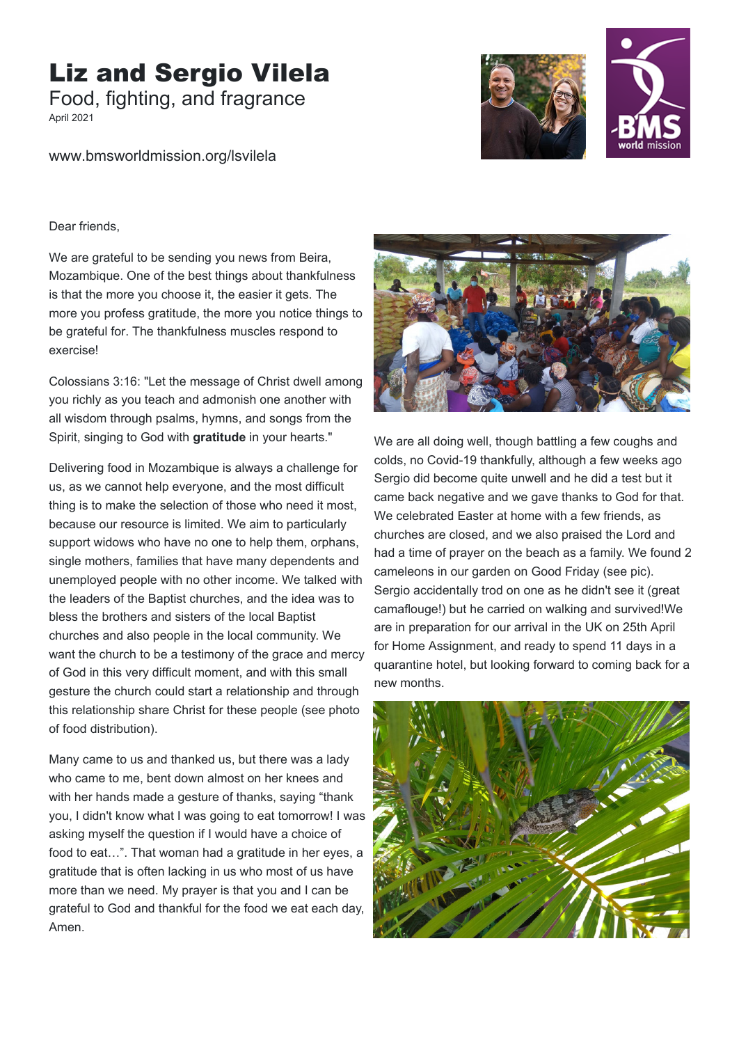# Liz and Sergio Vilela

## Food, fighting, and fragrance

April 2021

www.bmsworldmission.org/lsvilela

Dear friends,

We are grateful to be sending you news from Beira, Mozambique. One of the best things about thankfulness is that the more you choose it, the easier it gets. The more you profess gratitude, the more you notice things to be grateful for. The thankfulness muscles respond to exercise!

Colossians 3:16: "Let the message of Christ dwell among you richly as you teach and admonish one another with all wisdom through psalms, hymns, and songs from the Spirit, singing to God with **gratitude** in your hearts."

Delivering food in Mozambique is always a challenge for us, as we cannot help everyone, and the most difficult thing is to make the selection of those who need it most, because our resource is limited. We aim to particularly support widows who have no one to help them, orphans, single mothers, families that have many dependents and unemployed people with no other income. We talked with the leaders of the Baptist churches, and the idea was to bless the brothers and sisters of the local Baptist churches and also people in the local community. We want the church to be a testimony of the grace and mercy of God in this very difficult moment, and with this small gesture the church could start a relationship and through this relationship share Christ for these people (see photo of food distribution).

Many came to us and thanked us, but there was a lady who came to me, bent down almost on her knees and with her hands made a gesture of thanks, saying "thank you, I didn't know what I was going to eat tomorrow! I was asking myself the question if I would have a choice of food to eat…". That woman had a gratitude in her eyes, a gratitude that is often lacking in us who most of us have more than we need. My prayer is that you and I can be grateful to God and thankful for the food we eat each day, Amen.

We are all doing well, though battling a few coughs and colds, no Covid-19 thankfully, although a few weeks ago Sergio did become quite unwell and he did a test but it came back negative and we gave thanks to God for that. We celebrated Easter at home with a few friends, as churches are closed, and we also praised the Lord and had a time of prayer on the beach as a family. We found 2 cameleons in our garden on Good Friday (see pic). Sergio accidentally trod on one as he didn't see it (great camaflouge!) but he carried on walking and survived!We are in preparation for our arrival in the UK on 25th April for Home Assignment, and ready to spend 11 days in a quarantine hotel, but looking forward to coming back for a new months.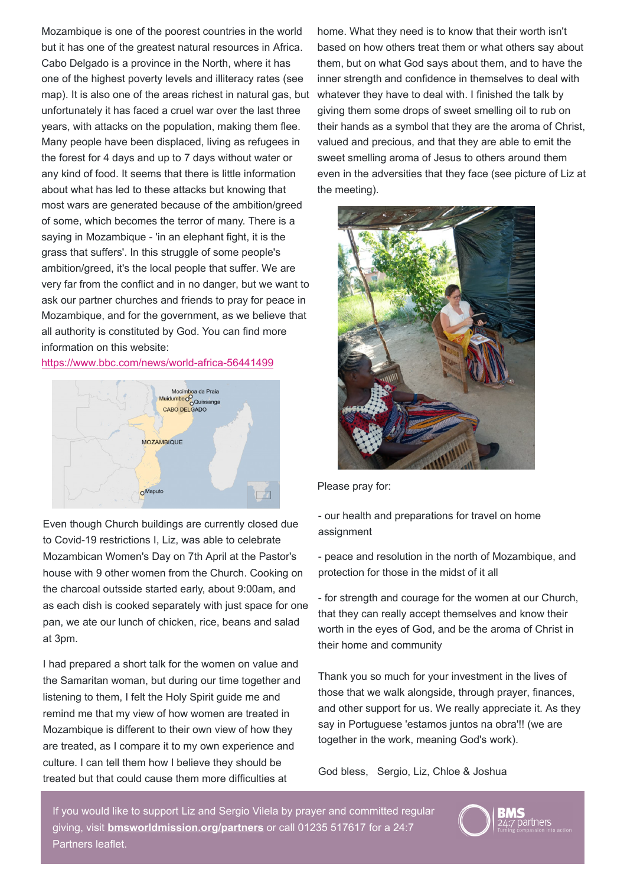Mozambique is one of the poorest countries in the world but it has one of the greatest natural resources in Africa. Cabo Delgado is a province in the North, where it has one of the highest poverty levels and illiteracy rates (see map). It is also one of the areas richest in natural gas, but unfortunately it has faced a cruel war over the last three years, with attacks on the population, making them flee. Many people have been displaced, living as refugees in the forest for 4 days and up to 7 days without water or any kind of food. It seems that there is little information about what has led to these attacks but knowing that most wars are generated because of the ambition/greed of some, which becomes the terror of many. There is a saying in Mozambique - 'in an elephant fight, it is the grass that suffers'. In this struggle of some people's ambition/greed, it's the local people that suffer. We are very far from the conflict and in no danger, but we want to ask our partner churches and friends to pray for peace in Mozambique, and for the government, as we believe that all authority is constituted by God. You can find more information on this website:
https://www.bbc.com/news/world-africa-56441499

Mocimboa da Praia
Muidumbe
Quissanga
CABO DELGADO
MOZAMBIQUE
Maputo

Even though Church buildings are currently closed due to Covid-19 restrictions I, Liz, was able to celebrate Mozambican Women's Day on 7th April at the Pastor's house with 9 other women from the Church. Cooking on the charcoal outsside started early, about 9:00am, and as each dish is cooked separately with just space for one pan, we ate our lunch of chicken, rice, beans and salad at 3pm.

I had prepared a short talk for the women on value and the Samaritan woman, but during our time together and listening to them, I felt the Holy Spirit guide me and remind me that my view of how women are treated in Mozambique is different to their own view of how they are treated, as I compare it to my own experience and culture. I can tell them how I believe they should be treated but that could cause them more difficulties at home. What they need is to know that their worth isn't based on how others treat them or what others say about them, but on what God says about them, and to have the inner strength and confidence in themselves to deal with whatever they have to deal with. I finished the talk by giving them some drops of sweet smelling oil to rub on their hands as a symbol that they are the aroma of Christ, valued and precious, and that they are able to emit the sweet smelling aroma of Jesus to others around them even in the adversities that they face (see picture of Liz at the meeting).

Please pray for:

- our health and preparations for travel on home assignment

- peace and resolution in the north of Mozambique, and protection for those in the midst of it all

- for strength and courage for the women at our Church, that they can really accept themselves and know their worth in the eyes of God, and be the aroma of Christ in their home and community

Thank you so much for your investment in the lives of those that we walk alongside, through prayer, finances, and other support for us. We really appreciate it. As they say in Portuguese 'estamos juntos na obra'!! (we are together in the work, meaning God's work).

God bless, Sergio, Liz, Chloe & Joshua

If you would like to support Liz and Sergio Vilela by prayer and committed regular giving, visit **bmsworldmission.org/partners** or call 01235 517617 for a 24:7 Partners leaflet.

BMS 24:7 partners
Turning compassion into action